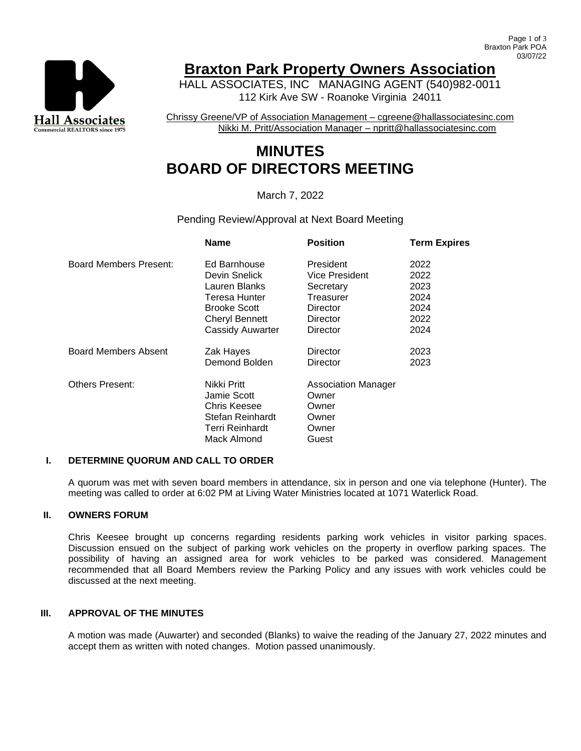# Braxton Park Property Owners Association

HALL ASSOCIATES, INC MANAGING AGENT (540)982-0011
112 Kirk Ave SW - Roanoke Virginia 24011

Chrissy Greene/VP of Association Management – cgreene@hallassociatesinc.com
Nikki M. Pritt/Association Manager – npritt@hallassociatesinc.com

# MINUTES
# BOARD OF DIRECTORS MEETING

March 7, 2022

Pending Review/Approval at Next Board Meeting

| | Name | Position | Term Expires |
|---|---|---|---|
| Board Members Present: | Ed Barnhouse | President | 2022 |
| | Devin Snelick | Vice President | 2022 |
| | Lauren Blanks | Secretary | 2023 |
| | Teresa Hunter | Treasurer | 2024 |
| | Brooke Scott | Director | 2024 |
| | Cheryl Bennett | Director | 2022 |
| | Cassidy Auwarter | Director | 2024 |
| Board Members Absent | Zak Hayes | Director | 2023 |
| | Demond Bolden | Director | 2023 |
| Others Present: | Nikki Pritt | Association Manager | |
| | Jamie Scott | Owner | |
| | Chris Keesee | Owner | |
| | Stefan Reinhardt | Owner | |
| | Terri Reinhardt | Owner | |
| | Mack Almond | Guest | |

## I. DETERMINE QUORUM AND CALL TO ORDER

A quorum was met with seven board members in attendance, six in person and one via telephone (Hunter). The meeting was called to order at 6:02 PM at Living Water Ministries located at 1071 Waterlick Road.

## II. OWNERS FORUM

Chris Keesee brought up concerns regarding residents parking work vehicles in visitor parking spaces. Discussion ensued on the subject of parking work vehicles on the property in overflow parking spaces. The possibility of having an assigned area for work vehicles to be parked was considered. Management recommended that all Board Members review the Parking Policy and any issues with work vehicles could be discussed at the next meeting.

## III. APPROVAL OF THE MINUTES

A motion was made (Auwarter) and seconded (Blanks) to waive the reading of the January 27, 2022 minutes and accept them as written with noted changes. Motion passed unanimously.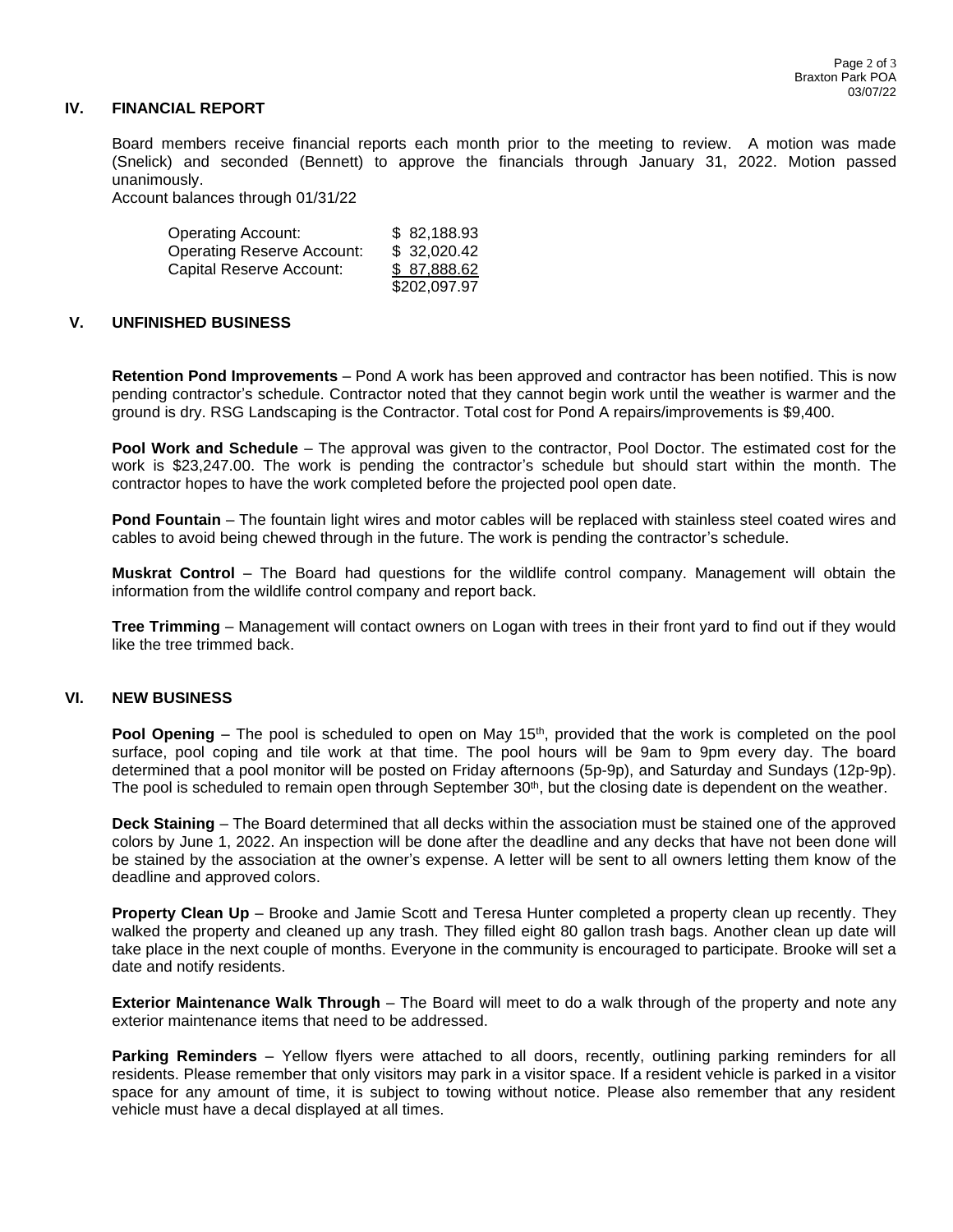## IV. FINANCIAL REPORT

Board members receive financial reports each month prior to the meeting to review. A motion was made (Snelick) and seconded (Bennett) to approve the financials through January 31, 2022. Motion passed unanimously.

Account balances through 01/31/22

| | |
|---|---|
| Operating Account: | $ 82,188.93 |
| Operating Reserve Account: | $ 32,020.42 |
| Capital Reserve Account: | $ 87,888.62 |
| | $202,097.97 |

## V. UNFINISHED BUSINESS

**Retention Pond Improvements** – Pond A work has been approved and contractor has been notified. This is now pending contractor's schedule. Contractor noted that they cannot begin work until the weather is warmer and the ground is dry. RSG Landscaping is the Contractor. Total cost for Pond A repairs/improvements is $9,400.

**Pool Work and Schedule** – The approval was given to the contractor, Pool Doctor. The estimated cost for the work is $23,247.00. The work is pending the contractor's schedule but should start within the month. The contractor hopes to have the work completed before the projected pool open date.

**Pond Fountain** – The fountain light wires and motor cables will be replaced with stainless steel coated wires and cables to avoid being chewed through in the future. The work is pending the contractor's schedule.

**Muskrat Control** – The Board had questions for the wildlife control company. Management will obtain the information from the wildlife control company and report back.

**Tree Trimming** – Management will contact owners on Logan with trees in their front yard to find out if they would like the tree trimmed back.

## VI. NEW BUSINESS

**Pool Opening** – The pool is scheduled to open on May 15th, provided that the work is completed on the pool surface, pool coping and tile work at that time. The pool hours will be 9am to 9pm every day. The board determined that a pool monitor will be posted on Friday afternoons (5p-9p), and Saturday and Sundays (12p-9p). The pool is scheduled to remain open through September 30th, but the closing date is dependent on the weather.

**Deck Staining** – The Board determined that all decks within the association must be stained one of the approved colors by June 1, 2022. An inspection will be done after the deadline and any decks that have not been done will be stained by the association at the owner's expense. A letter will be sent to all owners letting them know of the deadline and approved colors.

**Property Clean Up** – Brooke and Jamie Scott and Teresa Hunter completed a property clean up recently. They walked the property and cleaned up any trash. They filled eight 80 gallon trash bags. Another clean up date will take place in the next couple of months. Everyone in the community is encouraged to participate. Brooke will set a date and notify residents.

**Exterior Maintenance Walk Through** – The Board will meet to do a walk through of the property and note any exterior maintenance items that need to be addressed.

**Parking Reminders** – Yellow flyers were attached to all doors, recently, outlining parking reminders for all residents. Please remember that only visitors may park in a visitor space. If a resident vehicle is parked in a visitor space for any amount of time, it is subject to towing without notice. Please also remember that any resident vehicle must have a decal displayed at all times.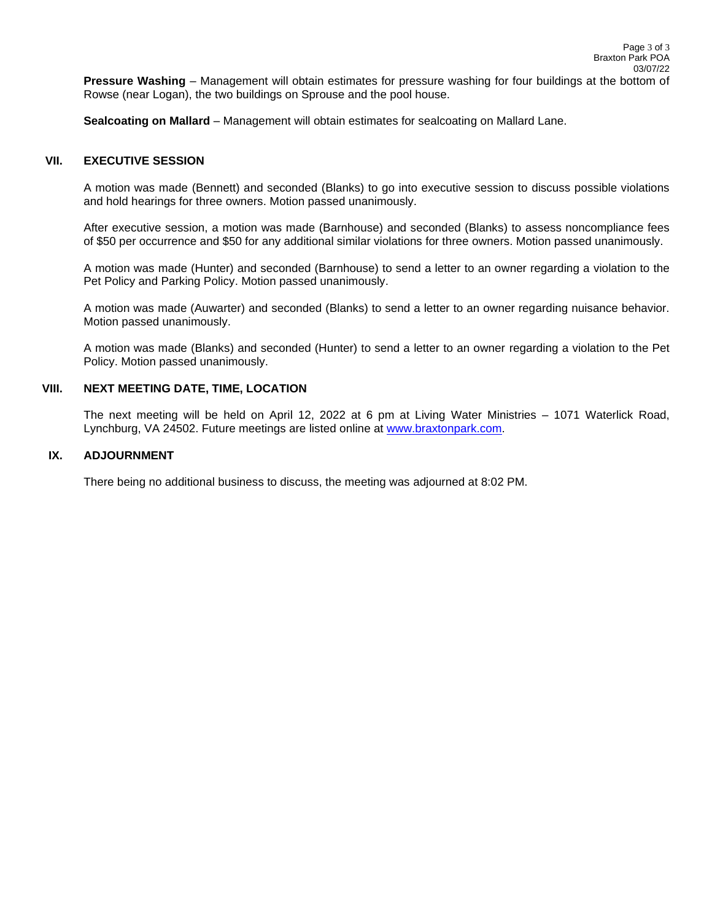**Pressure Washing** – Management will obtain estimates for pressure washing for four buildings at the bottom of Rowse (near Logan), the two buildings on Sprouse and the pool house.

**Sealcoating on Mallard** – Management will obtain estimates for sealcoating on Mallard Lane.

## VII. EXECUTIVE SESSION

A motion was made (Bennett) and seconded (Blanks) to go into executive session to discuss possible violations and hold hearings for three owners. Motion passed unanimously.

After executive session, a motion was made (Barnhouse) and seconded (Blanks) to assess noncompliance fees of $50 per occurrence and $50 for any additional similar violations for three owners. Motion passed unanimously.

A motion was made (Hunter) and seconded (Barnhouse) to send a letter to an owner regarding a violation to the Pet Policy and Parking Policy. Motion passed unanimously.

A motion was made (Auwarter) and seconded (Blanks) to send a letter to an owner regarding nuisance behavior. Motion passed unanimously.

A motion was made (Blanks) and seconded (Hunter) to send a letter to an owner regarding a violation to the Pet Policy. Motion passed unanimously.

## VIII. NEXT MEETING DATE, TIME, LOCATION

The next meeting will be held on April 12, 2022 at 6 pm at Living Water Ministries – 1071 Waterlick Road, Lynchburg, VA 24502. Future meetings are listed online at www.braxtonpark.com.

## IX. ADJOURNMENT

There being no additional business to discuss, the meeting was adjourned at 8:02 PM.